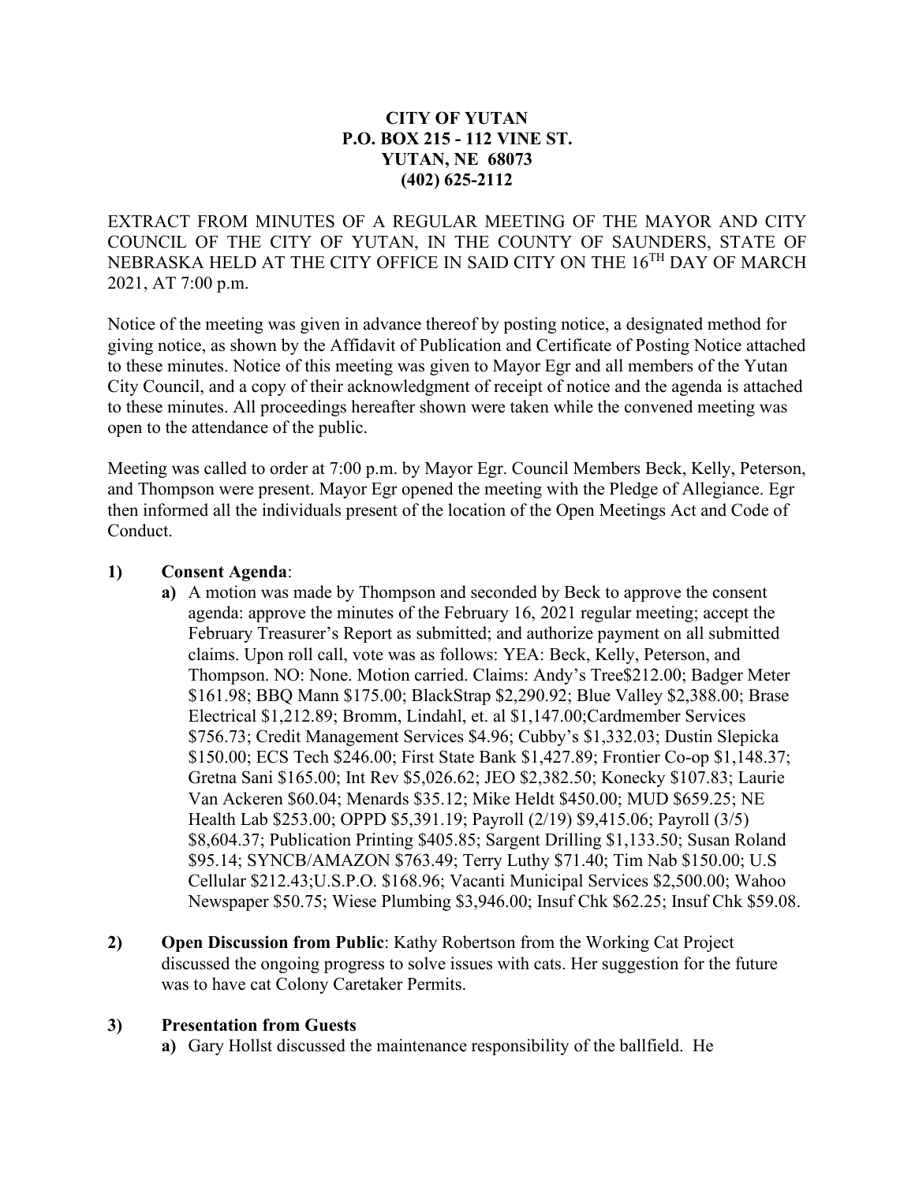**CITY OF YUTAN**
**P.O. BOX 215 - 112 VINE ST.**
**YUTAN, NE 68073**
**(402) 625-2112**

EXTRACT FROM MINUTES OF A REGULAR MEETING OF THE MAYOR AND CITY COUNCIL OF THE CITY OF YUTAN, IN THE COUNTY OF SAUNDERS, STATE OF NEBRASKA HELD AT THE CITY OFFICE IN SAID CITY ON THE 16TH DAY OF MARCH 2021, AT 7:00 p.m.

Notice of the meeting was given in advance thereof by posting notice, a designated method for giving notice, as shown by the Affidavit of Publication and Certificate of Posting Notice attached to these minutes. Notice of this meeting was given to Mayor Egr and all members of the Yutan City Council, and a copy of their acknowledgment of receipt of notice and the agenda is attached to these minutes. All proceedings hereafter shown were taken while the convened meeting was open to the attendance of the public.

Meeting was called to order at 7:00 p.m. by Mayor Egr. Council Members Beck, Kelly, Peterson, and Thompson were present. Mayor Egr opened the meeting with the Pledge of Allegiance. Egr then informed all the individuals present of the location of the Open Meetings Act and Code of Conduct.

**1) Consent Agenda**:

**a)** A motion was made by Thompson and seconded by Beck to approve the consent agenda: approve the minutes of the February 16, 2021 regular meeting; accept the February Treasurer's Report as submitted; and authorize payment on all submitted claims. Upon roll call, vote was as follows: YEA: Beck, Kelly, Peterson, and Thompson. NO: None. Motion carried. Claims: Andy's Tree$212.00; Badger Meter $161.98; BBQ Mann $175.00; BlackStrap $2,290.92; Blue Valley $2,388.00; Brase Electrical $1,212.89; Bromm, Lindahl, et. al $1,147.00;Cardmember Services $756.73; Credit Management Services $4.96; Cubby's $1,332.03; Dustin Slepicka $150.00; ECS Tech $246.00; First State Bank $1,427.89; Frontier Co-op $1,148.37; Gretna Sani $165.00; Int Rev $5,026.62; JEO $2,382.50; Konecky $107.83; Laurie Van Ackeren $60.04; Menards $35.12; Mike Heldt $450.00; MUD $659.25; NE Health Lab $253.00; OPPD $5,391.19; Payroll (2/19) $9,415.06; Payroll (3/5) $8,604.37; Publication Printing $405.85; Sargent Drilling $1,133.50; Susan Roland $95.14; SYNCB/AMAZON $763.49; Terry Luthy $71.40; Tim Nab $150.00; U.S Cellular $212.43;U.S.P.O. $168.96; Vacanti Municipal Services $2,500.00; Wahoo Newspaper $50.75; Wiese Plumbing $3,946.00; Insuf Chk $62.25; Insuf Chk $59.08.

**2) Open Discussion from Public**: Kathy Robertson from the Working Cat Project discussed the ongoing progress to solve issues with cats. Her suggestion for the future was to have cat Colony Caretaker Permits.

**3) Presentation from Guests**

**a)** Gary Hollst discussed the maintenance responsibility of the ballfield. He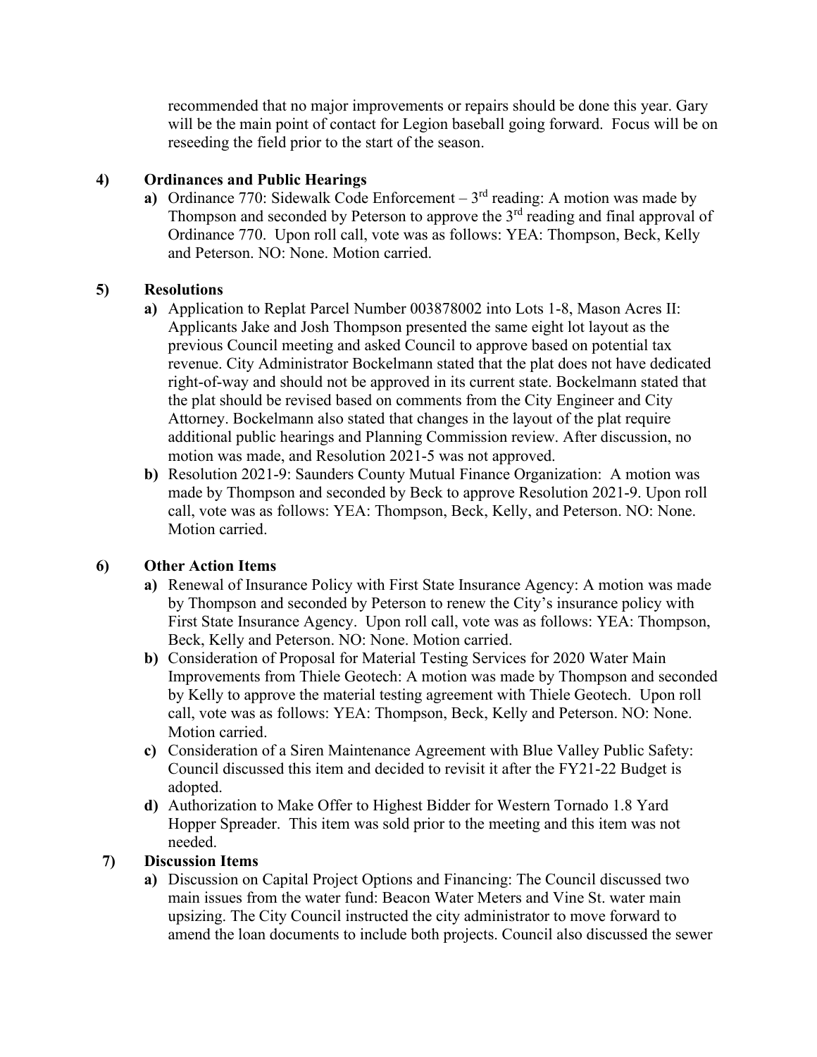recommended that no major improvements or repairs should be done this year. Gary will be the main point of contact for Legion baseball going forward. Focus will be on reseeding the field prior to the start of the season.

**4) Ordinances and Public Hearings**

**a)** Ordinance 770: Sidewalk Code Enforcement – 3rd reading: A motion was made by Thompson and seconded by Peterson to approve the 3rd reading and final approval of Ordinance 770. Upon roll call, vote was as follows: YEA: Thompson, Beck, Kelly and Peterson. NO: None. Motion carried.

**5) Resolutions**

**a)** Application to Replat Parcel Number 003878002 into Lots 1-8, Mason Acres II: Applicants Jake and Josh Thompson presented the same eight lot layout as the previous Council meeting and asked Council to approve based on potential tax revenue. City Administrator Bockelmann stated that the plat does not have dedicated right-of-way and should not be approved in its current state. Bockelmann stated that the plat should be revised based on comments from the City Engineer and City Attorney. Bockelmann also stated that changes in the layout of the plat require additional public hearings and Planning Commission review. After discussion, no motion was made, and Resolution 2021-5 was not approved.

**b)** Resolution 2021-9: Saunders County Mutual Finance Organization: A motion was made by Thompson and seconded by Beck to approve Resolution 2021-9. Upon roll call, vote was as follows: YEA: Thompson, Beck, Kelly, and Peterson. NO: None. Motion carried.

**6) Other Action Items**

**a)** Renewal of Insurance Policy with First State Insurance Agency: A motion was made by Thompson and seconded by Peterson to renew the City's insurance policy with First State Insurance Agency. Upon roll call, vote was as follows: YEA: Thompson, Beck, Kelly and Peterson. NO: None. Motion carried.

**b)** Consideration of Proposal for Material Testing Services for 2020 Water Main Improvements from Thiele Geotech: A motion was made by Thompson and seconded by Kelly to approve the material testing agreement with Thiele Geotech. Upon roll call, vote was as follows: YEA: Thompson, Beck, Kelly and Peterson. NO: None. Motion carried.

**c)** Consideration of a Siren Maintenance Agreement with Blue Valley Public Safety: Council discussed this item and decided to revisit it after the FY21-22 Budget is adopted.

**d)** Authorization to Make Offer to Highest Bidder for Western Tornado 1.8 Yard Hopper Spreader. This item was sold prior to the meeting and this item was not needed.

**7) Discussion Items**

**a)** Discussion on Capital Project Options and Financing: The Council discussed two main issues from the water fund: Beacon Water Meters and Vine St. water main upsizing. The City Council instructed the city administrator to move forward to amend the loan documents to include both projects. Council also discussed the sewer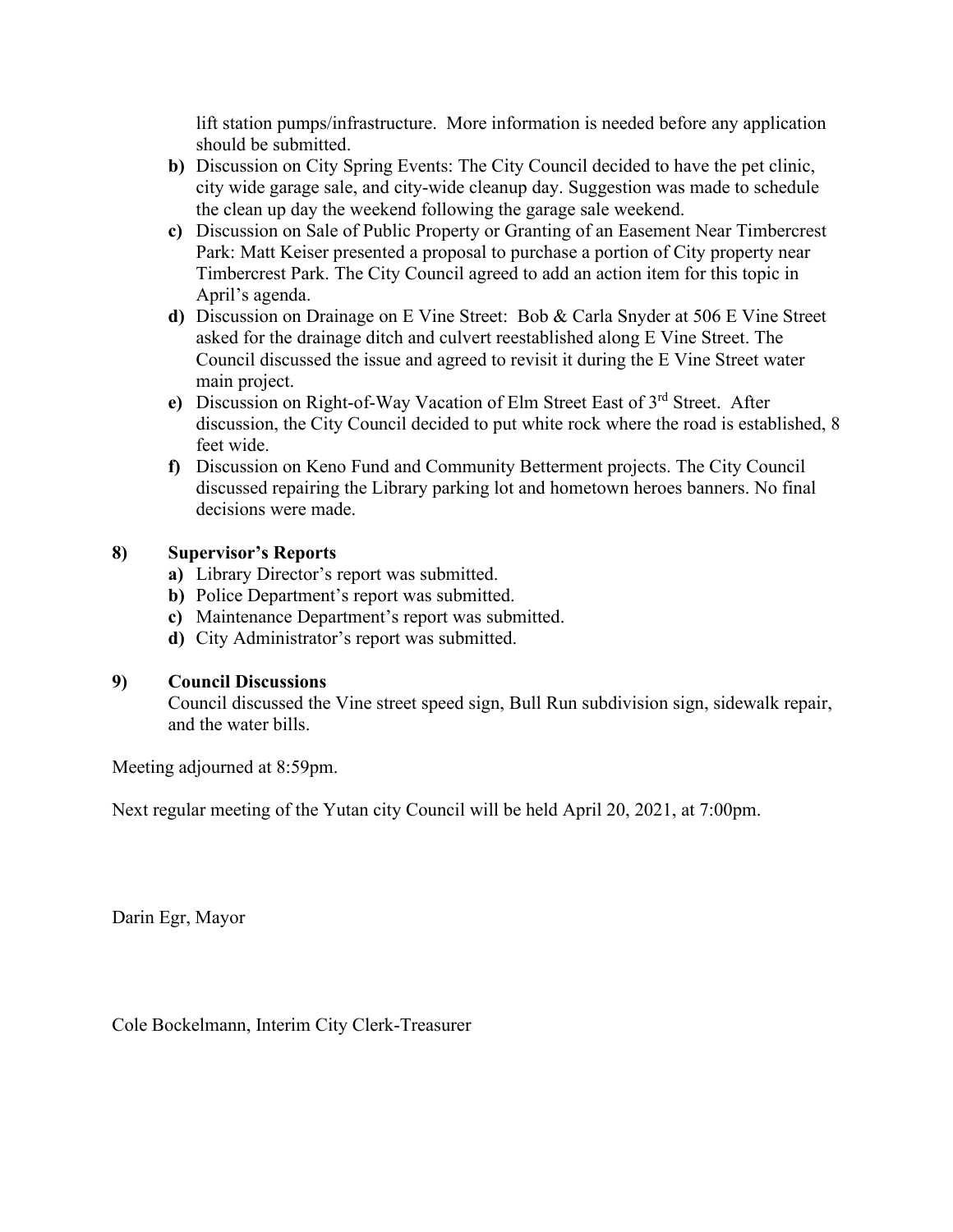lift station pumps/infrastructure. More information is needed before any application should be submitted.

- **b)** Discussion on City Spring Events: The City Council decided to have the pet clinic, city wide garage sale, and city-wide cleanup day. Suggestion was made to schedule the clean up day the weekend following the garage sale weekend.
- **c)** Discussion on Sale of Public Property or Granting of an Easement Near Timbercrest Park: Matt Keiser presented a proposal to purchase a portion of City property near Timbercrest Park. The City Council agreed to add an action item for this topic in April's agenda.
- **d)** Discussion on Drainage on E Vine Street: Bob & Carla Snyder at 506 E Vine Street asked for the drainage ditch and culvert reestablished along E Vine Street. The Council discussed the issue and agreed to revisit it during the E Vine Street water main project.
- **e)** Discussion on Right-of-Way Vacation of Elm Street East of 3rd Street. After discussion, the City Council decided to put white rock where the road is established, 8 feet wide.
- **f)** Discussion on Keno Fund and Community Betterment projects. The City Council discussed repairing the Library parking lot and hometown heroes banners. No final decisions were made.

**8) Supervisor's Reports**

- **a)** Library Director's report was submitted.
- **b)** Police Department's report was submitted.
- **c)** Maintenance Department's report was submitted.
- **d)** City Administrator's report was submitted.

**9) Council Discussions**

Council discussed the Vine street speed sign, Bull Run subdivision sign, sidewalk repair, and the water bills.

Meeting adjourned at 8:59pm.

Next regular meeting of the Yutan city Council will be held April 20, 2021, at 7:00pm.

Darin Egr, Mayor

Cole Bockelmann, Interim City Clerk-Treasurer